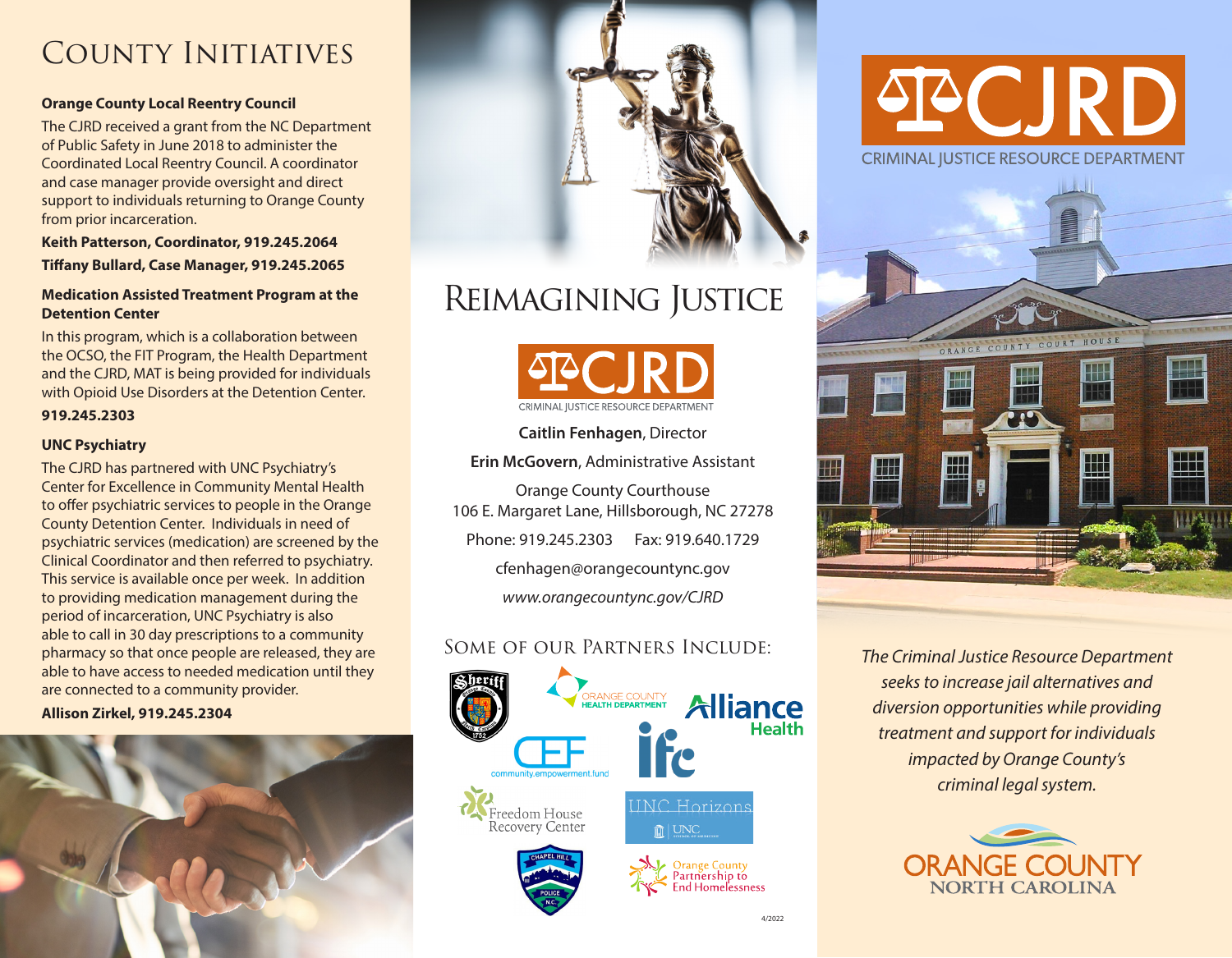# County Initiatives

### Orange County Local Reentry Council

The CJRD received a grant from the NC Department of Public Safety in June 2018 to administer the Coordinated Local Reentry Council. A coordinator and case manager provide oversight and direct support to individuals returning to Orange County from prior incarceration.

**Keith Patterson, Coordinator, 919.245.2064**

**Tiffany Bullard, Case Manager, 919.245.2065**

### Medication Assisted Treatment Program at the Detention Center

In this program, which is a collaboration between the OCSO, the FIT Program, the Health Department and the CJRD, MAT is being provided for individuals with Opioid Use Disorders at the Detention Center.

**919.245.2303**

### UNC Psychiatry

The CJRD has partnered with UNC Psychiatry's Center for Excellence in Community Mental Health to offer psychiatric services to people in the Orange County Detention Center. Individuals in need of psychiatric services (medication) are screened by the Clinical Coordinator and then referred to psychiatry. This service is available once per week. In addition to providing medication management during the period of incarceration, UNC Psychiatry is also able to call in 30 day prescriptions to a community pharmacy so that once people are released, they are able to have access to needed medication until they are connected to a community provider.

**Allison Zirkel, 919.245.2304**

# Reimagining Justice

CJRD
CRIMINAL JUSTICE RESOURCE DEPARTMENT

**Caitlin Fenhagen**, Director

**Erin McGovern**, Administrative Assistant

Orange County Courthouse
106 E. Margaret Lane, Hillsborough, NC 27278

Phone: 919.245.2303 Fax: 919.640.1729

cfenhagen@orangecountync.gov

*www.orangecountync.gov/CJRD*

## Some of our Partners Include:

- Orange County Sheriff
- Orange County Health Department
- Alliance Health
- community.empowerment.fund
- IFC
- Freedom House Recovery Center
- UNC Horizons
- Chapel Hill Police N.C.
- Orange County Partnership to End Homelessness

4/2022

# CJRD
CRIMINAL JUSTICE RESOURCE DEPARTMENT

*The Criminal Justice Resource Department seeks to increase jail alternatives and diversion opportunities while providing treatment and support for individuals impacted by Orange County's criminal legal system.*

ORANGE COUNTY
NORTH CAROLINA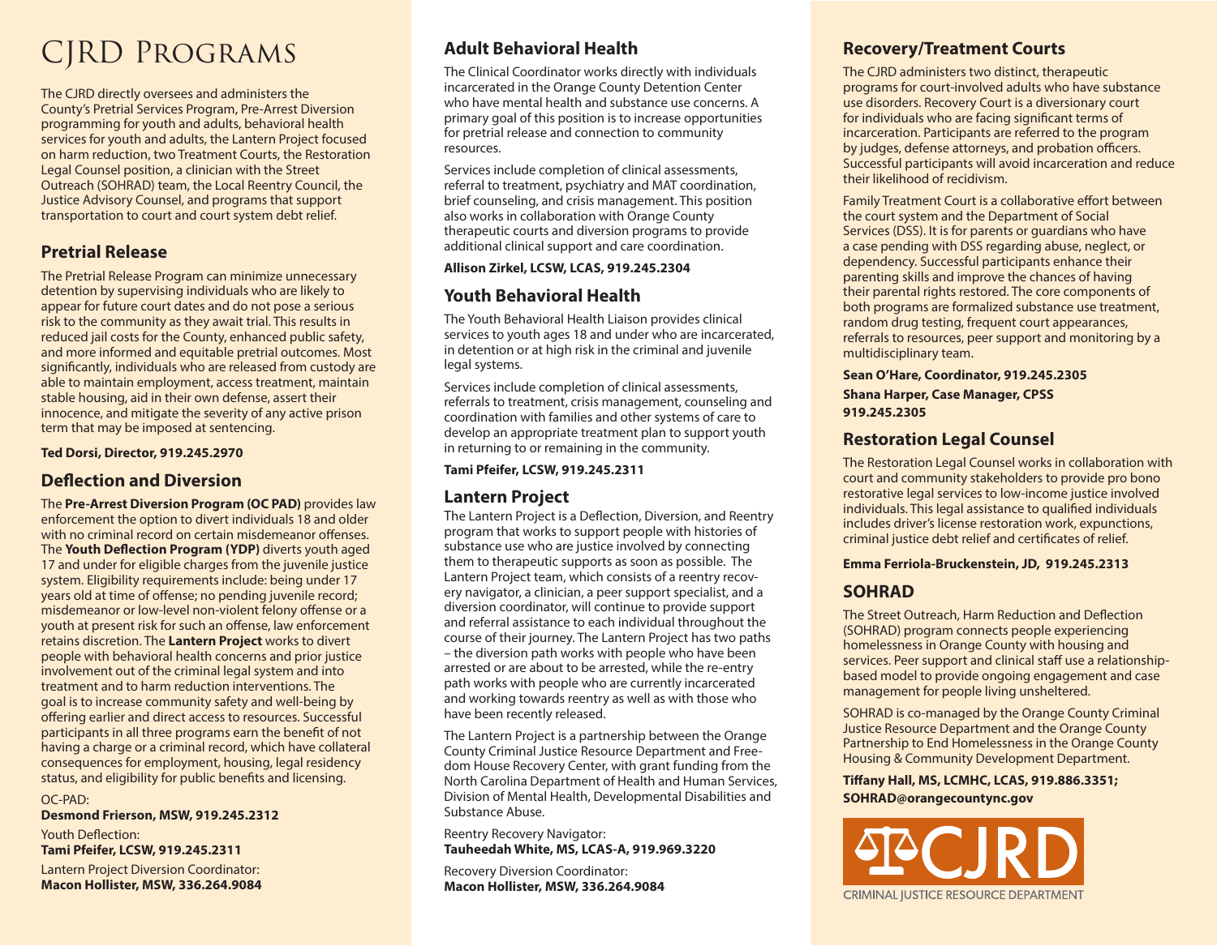# CJRD Programs

The CJRD directly oversees and administers the County's Pretrial Services Program, Pre-Arrest Diversion programming for youth and adults, behavioral health services for youth and adults, the Lantern Project focused on harm reduction, two Treatment Courts, the Restoration Legal Counsel position, a clinician with the Street Outreach (SOHRAD) team, the Local Reentry Council, the Justice Advisory Counsel, and programs that support transportation to court and court system debt relief.

## Pretrial Release

The Pretrial Release Program can minimize unnecessary detention by supervising individuals who are likely to appear for future court dates and do not pose a serious risk to the community as they await trial. This results in reduced jail costs for the County, enhanced public safety, and more informed and equitable pretrial outcomes. Most significantly, individuals who are released from custody are able to maintain employment, access treatment, maintain stable housing, aid in their own defense, assert their innocence, and mitigate the severity of any active prison term that may be imposed at sentencing.

**Ted Dorsi, Director, 919.245.2970**

## Deflection and Diversion

The **Pre-Arrest Diversion Program (OC PAD)** provides law enforcement the option to divert individuals 18 and older with no criminal record on certain misdemeanor offenses. The **Youth Deflection Program (YDP)** diverts youth aged 17 and under for eligible charges from the juvenile justice system. Eligibility requirements include: being under 17 years old at time of offense; no pending juvenile record; misdemeanor or low-level non-violent felony offense or a youth at present risk for such an offense, law enforcement retains discretion. The **Lantern Project** works to divert people with behavioral health concerns and prior justice involvement out of the criminal legal system and into treatment and to harm reduction interventions. The goal is to increase community safety and well-being by offering earlier and direct access to resources. Successful participants in all three programs earn the benefit of not having a charge or a criminal record, which have collateral consequences for employment, housing, legal residency status, and eligibility for public benefits and licensing.

OC-PAD:
**Desmond Frierson, MSW, 919.245.2312**

Youth Deflection:
**Tami Pfeifer, LCSW, 919.245.2311**

Lantern Project Diversion Coordinator:
**Macon Hollister, MSW, 336.264.9084**

## Adult Behavioral Health

The Clinical Coordinator works directly with individuals incarcerated in the Orange County Detention Center who have mental health and substance use concerns. A primary goal of this position is to increase opportunities for pretrial release and connection to community resources.

Services include completion of clinical assessments, referral to treatment, psychiatry and MAT coordination, brief counseling, and crisis management. This position also works in collaboration with Orange County therapeutic courts and diversion programs to provide additional clinical support and care coordination.

**Allison Zirkel, LCSW, LCAS, 919.245.2304**

## Youth Behavioral Health

The Youth Behavioral Health Liaison provides clinical services to youth ages 18 and under who are incarcerated, in detention or at high risk in the criminal and juvenile legal systems.

Services include completion of clinical assessments, referrals to treatment, crisis management, counseling and coordination with families and other systems of care to develop an appropriate treatment plan to support youth in returning to or remaining in the community.

**Tami Pfeifer, LCSW, 919.245.2311**

## Lantern Project

The Lantern Project is a Deflection, Diversion, and Reentry program that works to support people with histories of substance use who are justice involved by connecting them to therapeutic supports as soon as possible. The Lantern Project team, which consists of a reentry recovery navigator, a clinician, a peer support specialist, and a diversion coordinator, will continue to provide support and referral assistance to each individual throughout the course of their journey. The Lantern Project has two paths – the diversion path works with people who have been arrested or are about to be arrested, while the re-entry path works with people who are currently incarcerated and working towards reentry as well as with those who have been recently released.

The Lantern Project is a partnership between the Orange County Criminal Justice Resource Department and Freedom House Recovery Center, with grant funding from the North Carolina Department of Health and Human Services, Division of Mental Health, Developmental Disabilities and Substance Abuse.

Reentry Recovery Navigator:
**Tauheedah White, MS, LCAS-A, 919.969.3220**

Recovery Diversion Coordinator:
**Macon Hollister, MSW, 336.264.9084**

## Recovery/Treatment Courts

The CJRD administers two distinct, therapeutic programs for court-involved adults who have substance use disorders. Recovery Court is a diversionary court for individuals who are facing significant terms of incarceration. Participants are referred to the program by judges, defense attorneys, and probation officers. Successful participants will avoid incarceration and reduce their likelihood of recidivism.

Family Treatment Court is a collaborative effort between the court system and the Department of Social Services (DSS). It is for parents or guardians who have a case pending with DSS regarding abuse, neglect, or dependency. Successful participants enhance their parenting skills and improve the chances of having their parental rights restored. The core components of both programs are formalized substance use treatment, random drug testing, frequent court appearances, referrals to resources, peer support and monitoring by a multidisciplinary team.

**Sean O'Hare, Coordinator, 919.245.2305**

**Shana Harper, Case Manager, CPSS 919.245.2305**

## Restoration Legal Counsel

The Restoration Legal Counsel works in collaboration with court and community stakeholders to provide pro bono restorative legal services to low-income justice involved individuals. This legal assistance to qualified individuals includes driver's license restoration work, expunctions, criminal justice debt relief and certificates of relief.

**Emma Ferriola-Bruckenstein, JD, 919.245.2313**

## SOHRAD

The Street Outreach, Harm Reduction and Deflection (SOHRAD) program connects people experiencing homelessness in Orange County with housing and services. Peer support and clinical staff use a relationship-based model to provide ongoing engagement and case management for people living unsheltered.

SOHRAD is co-managed by the Orange County Criminal Justice Resource Department and the Orange County Partnership to End Homelessness in the Orange County Housing & Community Development Department.

**Tiffany Hall, MS, LCMHC, LCAS, 919.886.3351; SOHRAD@orangecountync.gov**

CJRD
CRIMINAL JUSTICE RESOURCE DEPARTMENT